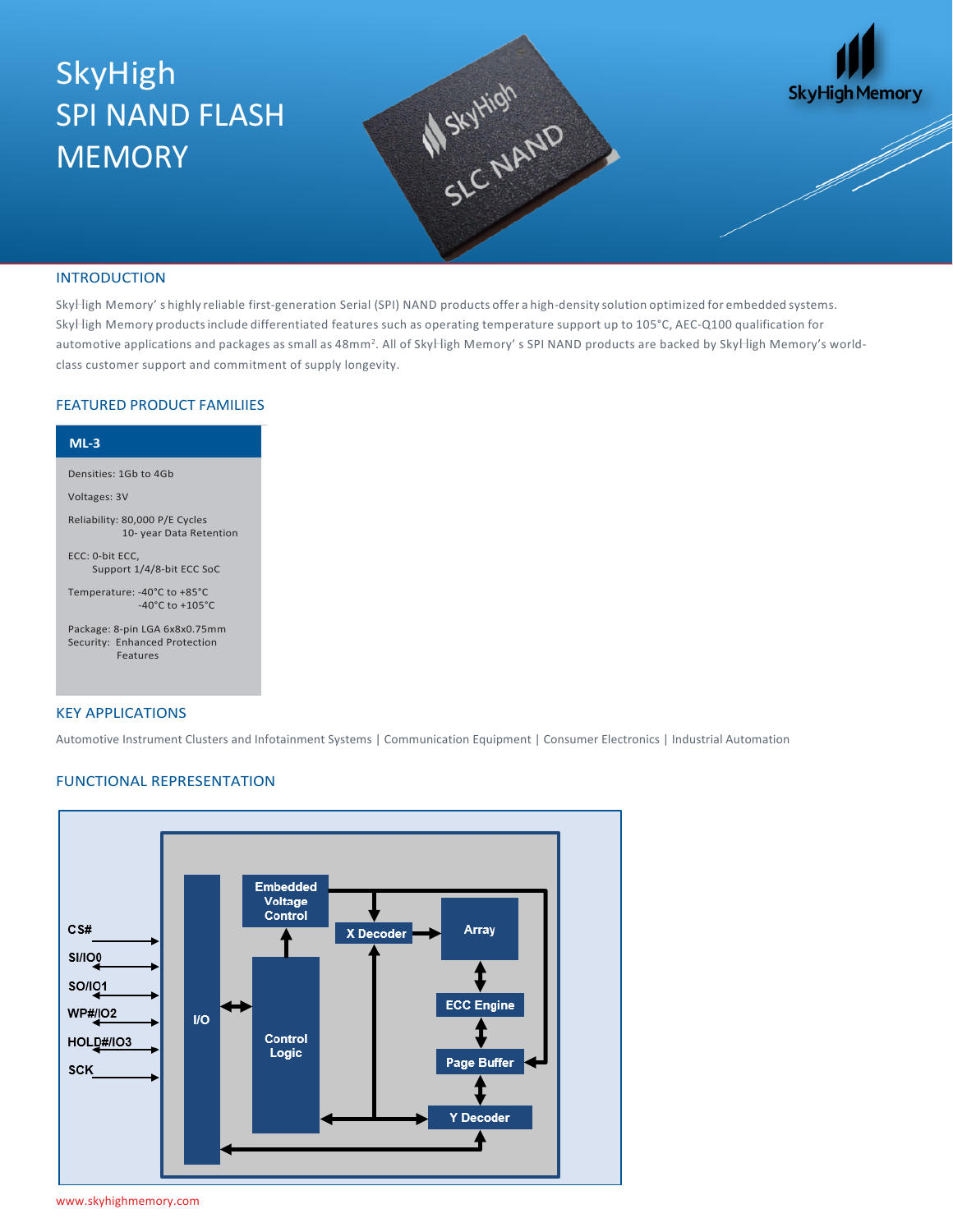# SkyHigh SPI NAND FLASH MEMORY

## INTRODUCTION

SkyHigh Memory's highly reliable first-generation Serial (SPI) NAND products offer a high-density solution optimized for embedded systems. SkyHigh Memory products include differentiated features such as operating temperature support up to 105°C, AEC-Q100 qualification for automotive applications and packages as small as 48mm². All of SkyHigh Memory's SPI NAND products are backed by SkyHigh Memory's world-class customer support and commitment of supply longevity.

## FEATURED PRODUCT FAMILIIES

**ML-3**

Densities: 1Gb to 4Gb

Voltages: 3V

Reliability: 80,000 P/E Cycles
10- year Data Retention

ECC: 0-bit ECC,
Support 1/4/8-bit ECC SoC

Temperature: -40°C to +85°C
-40°C to +105°C

Package: 8-pin LGA 6x8x0.75mm
Security: Enhanced Protection Features

## KEY APPLICATIONS

Automotive Instrument Clusters and Infotainment Systems | Communication Equipment | Consumer Electronics | Industrial Automation

## FUNCTIONAL REPRESENTATION

CS#
SI/IO0
SO/IO1
WP#/IO2
HOLD#/IO3
SCK

I/O
Embedded Voltage Control
Control Logic
X Decoder
Array
ECC Engine
Page Buffer
Y Decoder

www.skyhighmemory.com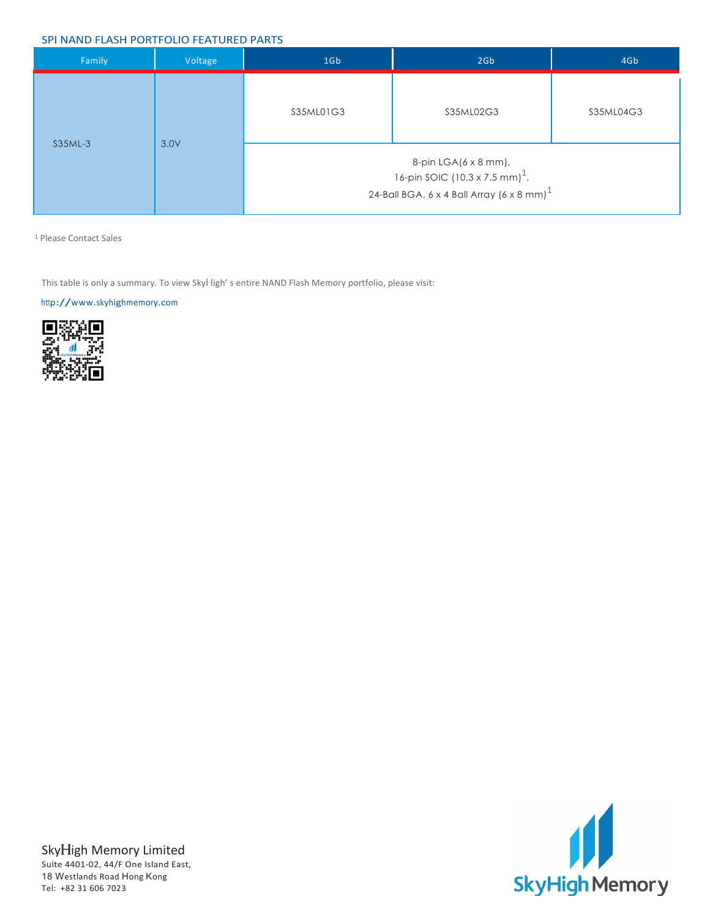## SPI NAND FLASH PORTFOLIO FEATURED PARTS

| Family | Voltage | 1Gb | 2Gb | 4Gb |
|---|---|---|---|---|
| S35ML-3 | 3.0V | S35ML01G3 | S35ML02G3 | S35ML04G3 |
| | | 8-pin LGA(6 x 8 mm), 16-pin SOIC (10.3 x 7.5 mm)[1], 24-Ball BGA, 6 x 4 Ball Array (6 x 8 mm)[1] | | |

[1] Please Contact Sales

This table is only a summary. To view SkyHigh's entire NAND Flash Memory portfolio, please visit:

http://www.skyhighmemory.com

SkyHigh Memory Limited
Suite 4401-02, 44/F One Island East,
18 Westlands Road Hong Kong
Tel: +82 31 606 7023

SkyHigh Memory